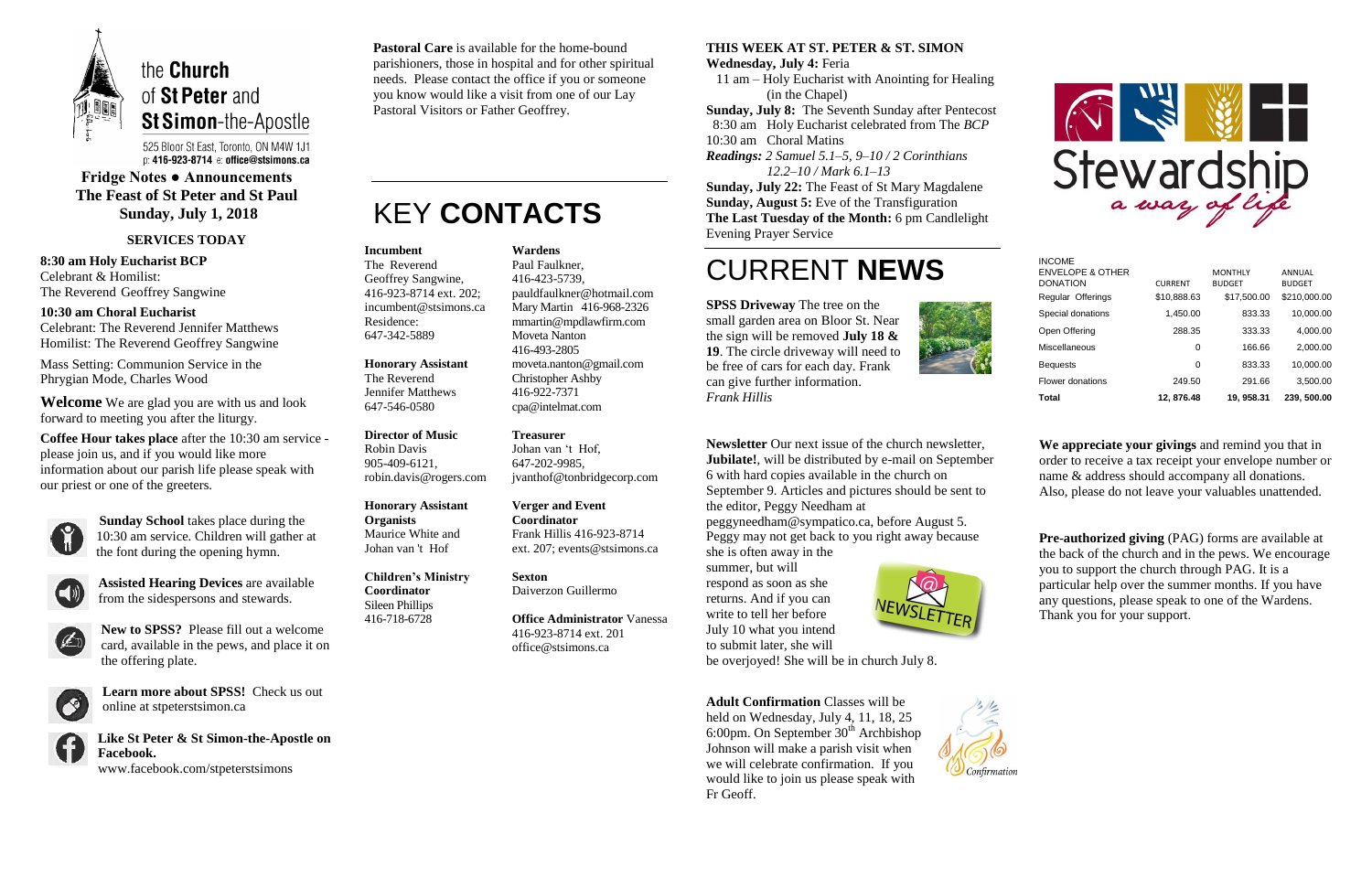# the Church of St Peter and St Simon-the-Apostle

525 Bloor St East, Toronto, ON M4W 1J1
p: 416-923-8714 e: office@stsimons.ca

**Fridge Notes ● Announcements**
**The Feast of St Peter and St Paul**
**Sunday, July 1, 2018**

### SERVICES TODAY

**8:30 am Holy Eucharist BCP**
Celebrant & Homilist:
The Reverend Geoffrey Sangwine

**10:30 am Choral Eucharist**
Celebrant: The Reverend Jennifer Matthews
Homilist: The Reverend Geoffrey Sangwine

Mass Setting: Communion Service in the Phrygian Mode, Charles Wood

**Welcome** We are glad you are with us and look forward to meeting you after the liturgy.

**Coffee Hour takes place** after the 10:30 am service - please join us, and if you would like more information about our parish life please speak with our priest or one of the greeters.

**Sunday School** takes place during the 10:30 am service. Children will gather at the font during the opening hymn.

**Assisted Hearing Devices** are available from the sidespersons and stewards.

**New to SPSS?** Please fill out a welcome card, available in the pews, and place it on the offering plate.

**Learn more about SPSS!** Check us out online at stpeterstsimon.ca

**Like St Peter & St Simon-the-Apostle on Facebook.**
www.facebook.com/stpeterstsimons

**Pastoral Care** is available for the home-bound parishioners, those in hospital and for other spiritual needs. Please contact the office if you or someone you know would like a visit from one of our Lay Pastoral Visitors or Father Geoffrey.

# KEY **CONTACTS**

**Incumbent**
The Reverend Geoffrey Sangwine,
416-923-8714 ext. 202;
incumbent@stsimons.ca
Residence:
647-342-5889

**Honorary Assistant**
The Reverend Jennifer Matthews
647-546-0580

**Director of Music**
Robin Davis
905-409-6121,
robin.davis@rogers.com

**Honorary Assistant Organists**
Maurice White and Johan van 't Hof

**Children's Ministry Coordinator**
Sileen Phillips
416-718-6728

**Wardens**
Paul Faulkner,
416-423-5739,
pauldfaulkner@hotmail.com
Mary Martin 416-968-2326
mmartin@mpdlawfirm.com
Moveta Nanton
416-493-2805
moveta.nanton@gmail.com
Christopher Ashby
416-922-7371
cpa@intelmat.com

**Treasurer**
Johan van 't Hof,
647-202-9985,
jvanthof@tonbridgecorp.com

**Verger and Event Coordinator**
Frank Hillis 416-923-8714 ext. 207; events@stsimons.ca

**Sexton**
Daiverzon Guillermo

**Office Administrator** Vanessa
416-923-8714 ext. 201
office@stsimons.ca

### THIS WEEK AT ST. PETER & ST. SIMON

**Wednesday, July 4:** Feria
11 am – Holy Eucharist with Anointing for Healing (in the Chapel)
**Sunday, July 8:** The Seventh Sunday after Pentecost
8:30 am Holy Eucharist celebrated from The *BCP*
10:30 am Choral Matins
*Readings: 2 Samuel 5.1–5, 9–10 / 2 Corinthians 12.2–10 / Mark 6.1–13*
**Sunday, July 22:** The Feast of St Mary Magdalene
**Sunday, August 5:** Eve of the Transfiguration
**The Last Tuesday of the Month:** 6 pm Candlelight Evening Prayer Service

# CURRENT **NEWS**

**SPSS Driveway** The tree on the small garden area on Bloor St. Near the sign will be removed **July 18 & 19**. The circle driveway will need to be free of cars for each day. Frank can give further information.
*Frank Hillis*

**Newsletter** Our next issue of the church newsletter, **Jubilate!**, will be distributed by e-mail on September 6 with hard copies available in the church on September 9. Articles and pictures should be sent to the editor, Peggy Needham at peggyneedham@sympatico.ca, before August 5. Peggy may not get back to you right away because she is often away in the summer, but will respond as soon as she returns. And if you can write to tell her before July 10 what you intend to submit later, she will be overjoyed! She will be in church July 8.

**Adult Confirmation** Classes will be held on Wednesday, July 4, 11, 18, 25 6:00pm. On September 30th Archbishop Johnson will make a parish visit when we will celebrate confirmation. If you would like to join us please speak with Fr Geoff.

# Stewardship
*a way of life*

| INCOME ENVELOPE & OTHER DONATION | CURRENT | MONTHLY BUDGET | ANNUAL BUDGET |
|---|---|---|---|
| Regular Offerings | $10,888.63 | $17,500.00 | $210,000.00 |
| Special donations | 1,450.00 | 833.33 | 10,000.00 |
| Open Offering | 288.35 | 333.33 | 4,000.00 |
| Miscellaneous | 0 | 166.66 | 2,000.00 |
| Bequests | 0 | 833.33 | 10,000.00 |
| Flower donations | 249.50 | 291.66 | 3,500.00 |
| **Total** | **12, 876.48** | **19, 958.31** | **239, 500.00** |

**We appreciate your givings** and remind you that in order to receive a tax receipt your envelope number or name & address should accompany all donations. Also, please do not leave your valuables unattended.

**Pre-authorized giving** (PAG) forms are available at the back of the church and in the pews. We encourage you to support the church through PAG. It is a particular help over the summer months. If you have any questions, please speak to one of the Wardens. Thank you for your support.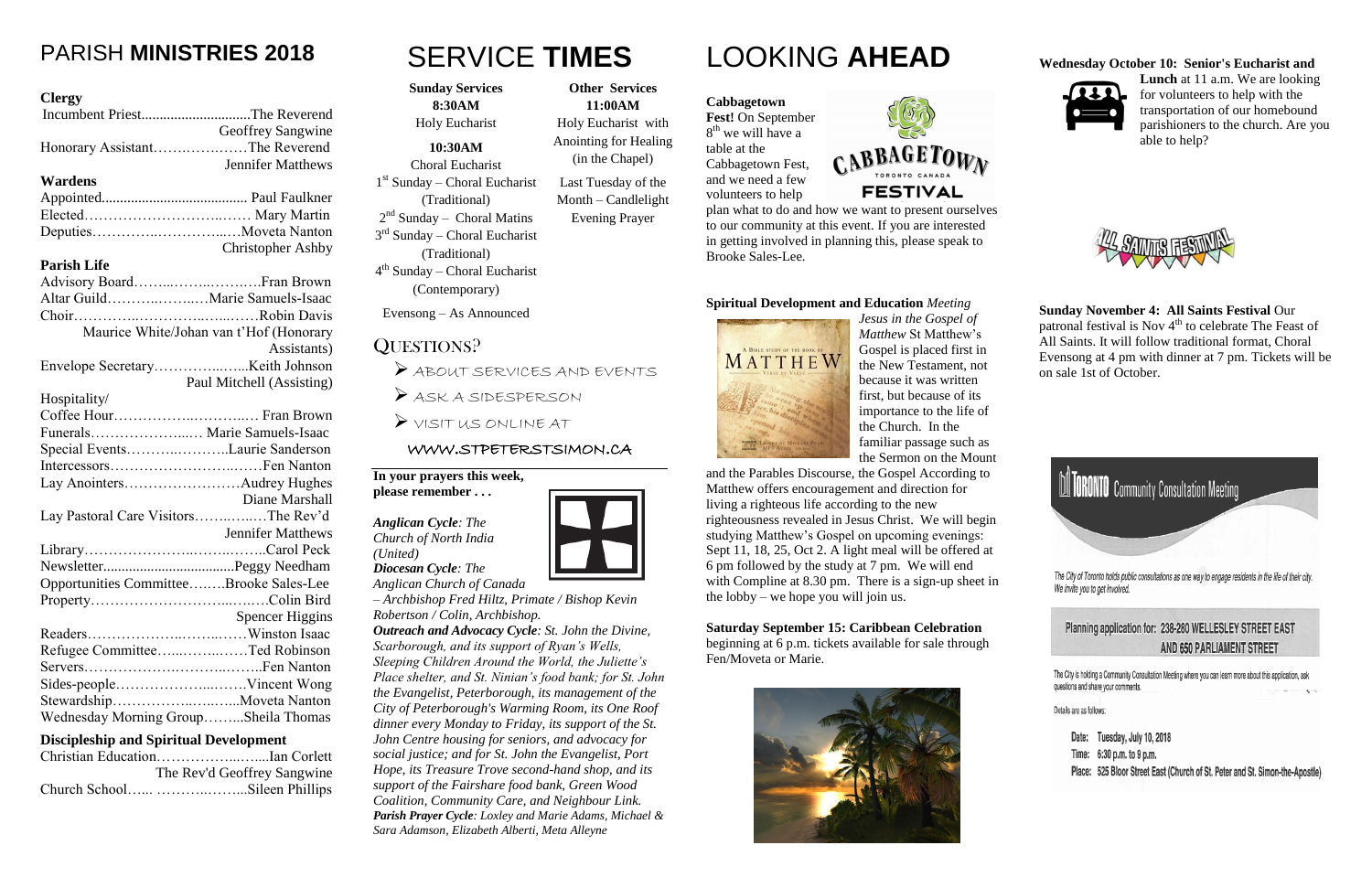# PARISH MINISTRIES 2018

### Clergy

Incumbent Priest.............................The Reverend Geoffrey Sangwine
Honorary Assistant……….………The Reverend Jennifer Matthews

### Wardens

Appointed....................................... Paul Faulkner
Elected………………………..…… Mary Martin
Deputies…………..…………...…Moveta Nanton
Christopher Ashby

### Parish Life

Advisory Board……..……..………Fran Brown
Altar Guild……….……..…Marie Samuels-Isaac
Choir…………..…………..…..……Robin Davis
Maurice White/Johan van t'Hof (Honorary Assistants)
Envelope Secretary…………..…...Keith Johnson
Paul Mitchell (Assisting)
Hospitality/
Coffee Hour…………….………..… Fran Brown
Funerals………………..…. Marie Samuels-Isaac
Special Events……….………..Laurie Sanderson
Intercessors………………………..……Fen Nanton
Lay Anointers……………………Audrey Hughes
Diane Marshall
Lay Pastoral Care Visitors……..……The Rev'd Jennifer Matthews
Library…………………..…….……..Carol Peck
Newsletter....................................Peggy Needham
Opportunities Committee……..Brooke Sales-Lee
Property…………………………...……Colin Bird
Spencer Higgins
Readers……………….……..……Winston Isaac
Refugee Committee…...……..……Ted Robinson
Servers……………….……….……..Fen Nanton
Sides-people………………..……Vincent Wong
Stewardship……………..…..…..Moveta Nanton
Wednesday Morning Group……...Sheila Thomas

### Discipleship and Spiritual Development

Christian Education………………....…..Ian Corlett
The Rev'd Geoffrey Sangwine
Church School…... ……….……..Sileen Phillips

# SERVICE TIMES

**Sunday Services**
**8:30AM**
Holy Eucharist

**10:30AM**
Choral Eucharist
1st Sunday – Choral Eucharist (Traditional)
2nd Sunday – Choral Matins
3rd Sunday – Choral Eucharist (Traditional)
4th Sunday – Choral Eucharist (Contemporary)

Evensong – As Announced

**Other Services**
**11:00AM**
Holy Eucharist with Anointing for Healing (in the Chapel)

Last Tuesday of the Month – Candlelight Evening Prayer

## QUESTIONS?

- ABOUT SERVICES AND EVENTS
- ASK A SIDESPERSON
- VISIT US ONLINE AT

**WWW.STPETERSTSIMON.CA**

**In your prayers this week, please remember . . .**

***Anglican Cycle**: The Church of North India (United)*
***Diocesan Cycle**: The Anglican Church of Canada – Archbishop Fred Hiltz, Primate / Bishop Kevin Robertson / Colin, Archbishop.*
***Outreach and Advocacy Cycle**: St. John the Divine, Scarborough, and its support of Ryan's Wells, Sleeping Children Around the World, the Juliette's Place shelter, and St. Ninian's food bank; for St. John the Evangelist, Peterborough, its management of the City of Peterborough's Warming Room, its One Roof dinner every Monday to Friday, its support of the St. John Centre housing for seniors, and advocacy for social justice; and for St. John the Evangelist, Port Hope, its Treasure Trove second-hand shop, and its support of the Fairshare food bank, Green Wood Coalition, Community Care, and Neighbour Link.*
***Parish Prayer Cycle**: Loxley and Marie Adams, Michael & Sara Adamson, Elizabeth Alberti, Meta Alleyne*

# LOOKING AHEAD

**Cabbagetown Fest!** On September 8th we will have a table at the Cabbagetown Fest, and we need a few volunteers to help plan what to do and how we want to present ourselves to our community at this event. If you are interested in getting involved in planning this, please speak to Brooke Sales-Lee.

**Spiritual Development and Education** *Meeting Jesus in the Gospel of Matthew* St Matthew's Gospel is placed first in the New Testament, not because it was written first, but because of its importance to the life of the Church. In the familiar passage such as the Sermon on the Mount and the Parables Discourse, the Gospel According to Matthew offers encouragement and direction for living a righteous life according to the new righteousness revealed in Jesus Christ. We will begin studying Matthew's Gospel on upcoming evenings: Sept 11, 18, 25, Oct 2. A light meal will be offered at 6 pm followed by the study at 7 pm. We will end with Compline at 8.30 pm. There is a sign-up sheet in the lobby – we hope you will join us.

**Saturday September 15: Caribbean Celebration** beginning at 6 p.m. tickets available for sale through Fen/Moveta or Marie.

**Wednesday October 10: Senior's Eucharist and Lunch** at 11 a.m. We are looking for volunteers to help with the transportation of our homebound parishioners to the church. Are you able to help?

**Sunday November 4: All Saints Festival** Our patronal festival is Nov 4th to celebrate The Feast of All Saints. It will follow traditional format, Choral Evensong at 4 pm with dinner at 7 pm. Tickets will be on sale 1st of October.

**TORONTO Community Consultation Meeting**

The City of Toronto holds public consultations as one way to engage residents in the life of their city. We invite you to get involved.

Planning application for: 238-280 WELLESLEY STREET EAST AND 650 PARLIAMENT STREET

The City is holding a Community Consultation Meeting where you can learn more about this application, ask questions and share your comments.

Details are as follows:

Date: Tuesday, July 10, 2018
Time: 6:30 p.m. to 9 p.m.
Place: 525 Bloor Street East (Church of St. Peter and St. Simon-the-Apostle)